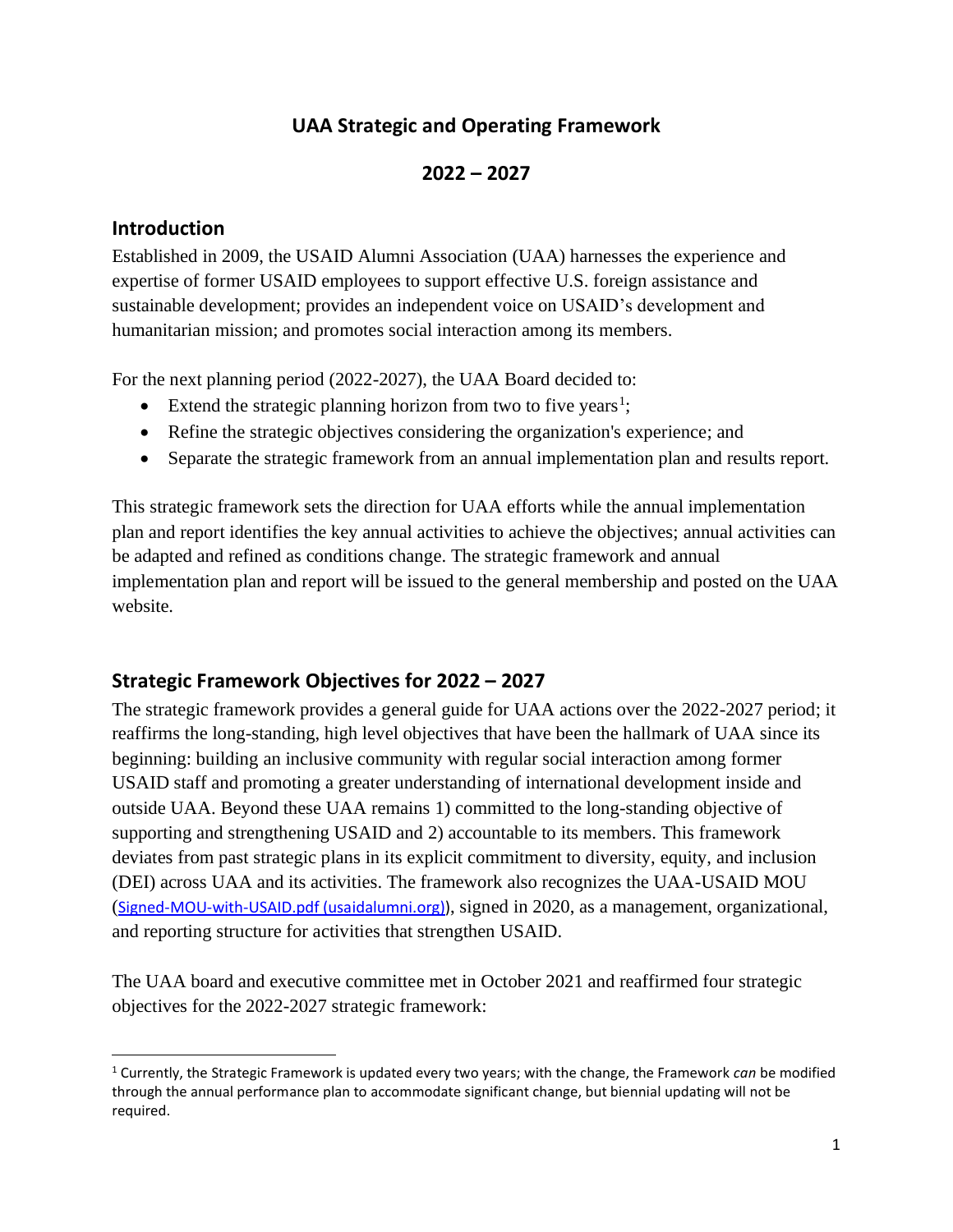# UAA Strategic and Operating Framework

## 2022 – 2027

## Introduction

Established in 2009, the USAID Alumni Association (UAA) harnesses the experience and expertise of former USAID employees to support effective U.S. foreign assistance and sustainable development; provides an independent voice on USAID's development and humanitarian mission; and promotes social interaction among its members.

For the next planning period (2022-2027), the UAA Board decided to:

- Extend the strategic planning horizon from two to five years[1];
- Refine the strategic objectives considering the organization's experience; and
- Separate the strategic framework from an annual implementation plan and results report.

This strategic framework sets the direction for UAA efforts while the annual implementation plan and report identifies the key annual activities to achieve the objectives; annual activities can be adapted and refined as conditions change. The strategic framework and annual implementation plan and report will be issued to the general membership and posted on the UAA website.

## Strategic Framework Objectives for 2022 – 2027

The strategic framework provides a general guide for UAA actions over the 2022-2027 period; it reaffirms the long-standing, high level objectives that have been the hallmark of UAA since its beginning: building an inclusive community with regular social interaction among former USAID staff and promoting a greater understanding of international development inside and outside UAA. Beyond these UAA remains 1) committed to the long-standing objective of supporting and strengthening USAID and 2) accountable to its members. This framework deviates from past strategic plans in its explicit commitment to diversity, equity, and inclusion (DEI) across UAA and its activities. The framework also recognizes the UAA-USAID MOU (Signed-MOU-with-USAID.pdf (usaidalumni.org)), signed in 2020, as a management, organizational, and reporting structure for activities that strengthen USAID.

The UAA board and executive committee met in October 2021 and reaffirmed four strategic objectives for the 2022-2027 strategic framework:

[1] Currently, the Strategic Framework is updated every two years; with the change, the Framework *can* be modified through the annual performance plan to accommodate significant change, but biennial updating will not be required.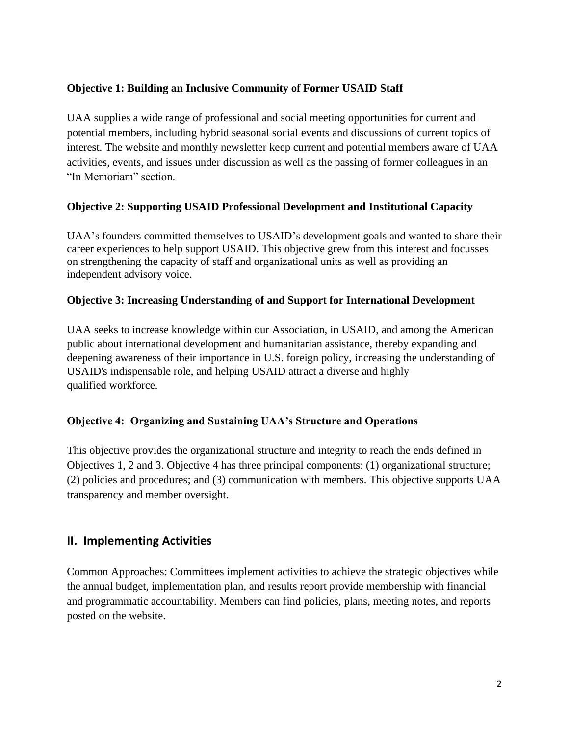**Objective 1: Building an Inclusive Community of Former USAID Staff**

UAA supplies a wide range of professional and social meeting opportunities for current and potential members, including hybrid seasonal social events and discussions of current topics of interest. The website and monthly newsletter keep current and potential members aware of UAA activities, events, and issues under discussion as well as the passing of former colleagues in an "In Memoriam" section.

**Objective 2: Supporting USAID Professional Development and Institutional Capacity**

UAA's founders committed themselves to USAID's development goals and wanted to share their career experiences to help support USAID. This objective grew from this interest and focusses on strengthening the capacity of staff and organizational units as well as providing an independent advisory voice.

**Objective 3: Increasing Understanding of and Support for International Development**

UAA seeks to increase knowledge within our Association, in USAID, and among the American public about international development and humanitarian assistance, thereby expanding and deepening awareness of their importance in U.S. foreign policy, increasing the understanding of USAID's indispensable role, and helping USAID attract a diverse and highly qualified workforce.

**Objective 4: Organizing and Sustaining UAA's Structure and Operations**

This objective provides the organizational structure and integrity to reach the ends defined in Objectives 1, 2 and 3. Objective 4 has three principal components: (1) organizational structure; (2) policies and procedures; and (3) communication with members. This objective supports UAA transparency and member oversight.

## II. Implementing Activities

Common Approaches: Committees implement activities to achieve the strategic objectives while the annual budget, implementation plan, and results report provide membership with financial and programmatic accountability. Members can find policies, plans, meeting notes, and reports posted on the website.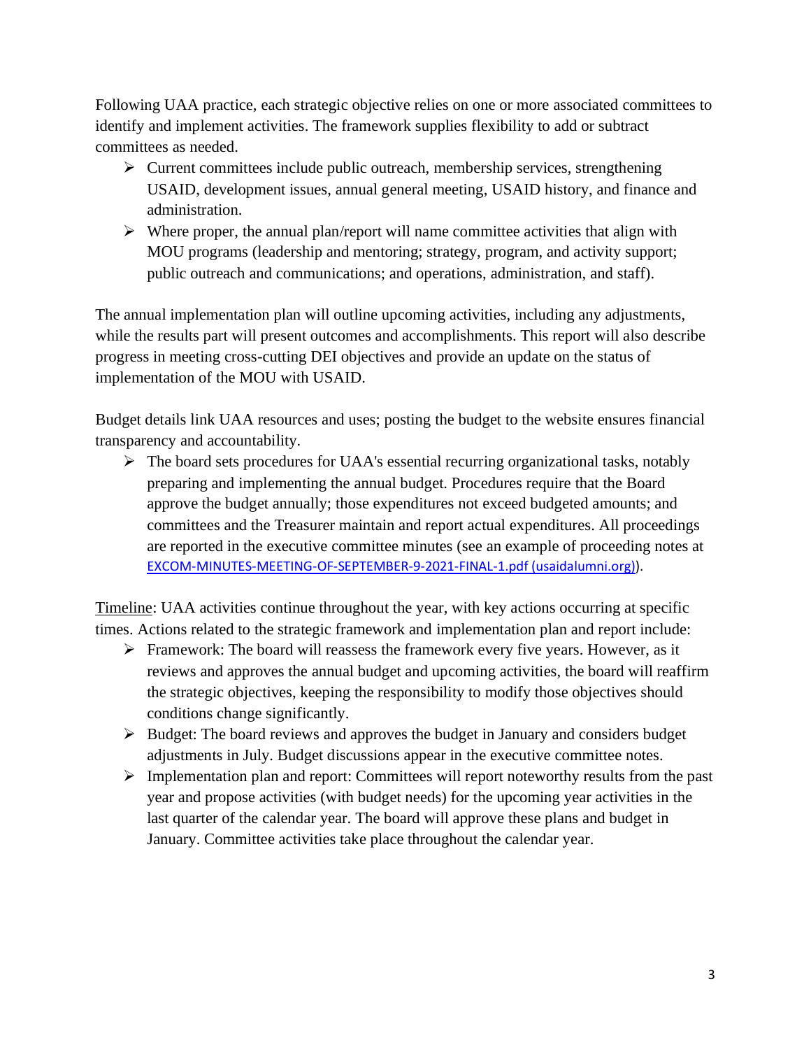Following UAA practice, each strategic objective relies on one or more associated committees to identify and implement activities. The framework supplies flexibility to add or subtract committees as needed.

- Current committees include public outreach, membership services, strengthening USAID, development issues, annual general meeting, USAID history, and finance and administration.
- Where proper, the annual plan/report will name committee activities that align with MOU programs (leadership and mentoring; strategy, program, and activity support; public outreach and communications; and operations, administration, and staff).

The annual implementation plan will outline upcoming activities, including any adjustments, while the results part will present outcomes and accomplishments. This report will also describe progress in meeting cross-cutting DEI objectives and provide an update on the status of implementation of the MOU with USAID.

Budget details link UAA resources and uses; posting the budget to the website ensures financial transparency and accountability.

- The board sets procedures for UAA's essential recurring organizational tasks, notably preparing and implementing the annual budget. Procedures require that the Board approve the budget annually; those expenditures not exceed budgeted amounts; and committees and the Treasurer maintain and report actual expenditures. All proceedings are reported in the executive committee minutes (see an example of proceeding notes at EXCOM-MINUTES-MEETING-OF-SEPTEMBER-9-2021-FINAL-1.pdf (usaidalumni.org)).

Timeline: UAA activities continue throughout the year, with key actions occurring at specific times. Actions related to the strategic framework and implementation plan and report include:

- Framework: The board will reassess the framework every five years. However, as it reviews and approves the annual budget and upcoming activities, the board will reaffirm the strategic objectives, keeping the responsibility to modify those objectives should conditions change significantly.
- Budget: The board reviews and approves the budget in January and considers budget adjustments in July. Budget discussions appear in the executive committee notes.
- Implementation plan and report: Committees will report noteworthy results from the past year and propose activities (with budget needs) for the upcoming year activities in the last quarter of the calendar year. The board will approve these plans and budget in January. Committee activities take place throughout the calendar year.